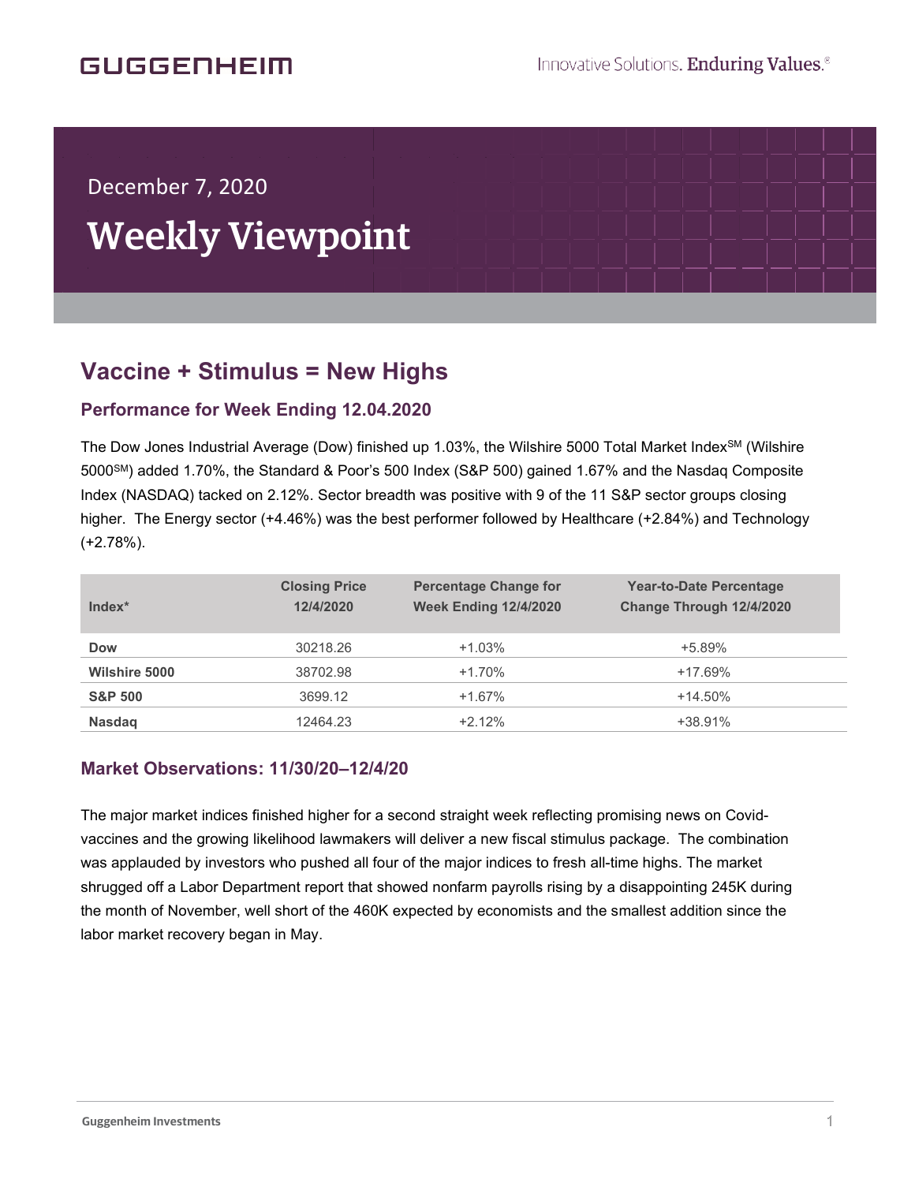GUGGENHEIM

Innovative Solutions. Enduring Values.®

December 7, 2020

# Weekly Viewpoint

## Vaccine + Stimulus = New Highs

### Performance for Week Ending 12.04.2020

The Dow Jones Industrial Average (Dow) finished up 1.03%, the Wilshire 5000 Total Market Index℠ (Wilshire 5000℠) added 1.70%, the Standard & Poor's 500 Index (S&P 500) gained 1.67% and the Nasdaq Composite Index (NASDAQ) tacked on 2.12%. Sector breadth was positive with 9 of the 11 S&P sector groups closing higher. The Energy sector (+4.46%) was the best performer followed by Healthcare (+2.84%) and Technology (+2.78%).

| Index* | Closing Price 12/4/2020 | Percentage Change for Week Ending 12/4/2020 | Year-to-Date Percentage Change Through 12/4/2020 |
|---|---|---|---|
| **Dow** | 30218.26 | +1.03% | +5.89% |
| **Wilshire 5000** | 38702.98 | +1.70% | +17.69% |
| **S&P 500** | 3699.12 | +1.67% | +14.50% |
| **Nasdaq** | 12464.23 | +2.12% | +38.91% |

### Market Observations: 11/30/20–12/4/20

The major market indices finished higher for a second straight week reflecting promising news on Covid-vaccines and the growing likelihood lawmakers will deliver a new fiscal stimulus package. The combination was applauded by investors who pushed all four of the major indices to fresh all-time highs. The market shrugged off a Labor Department report that showed nonfarm payrolls rising by a disappointing 245K during the month of November, well short of the 460K expected by economists and the smallest addition since the labor market recovery began in May.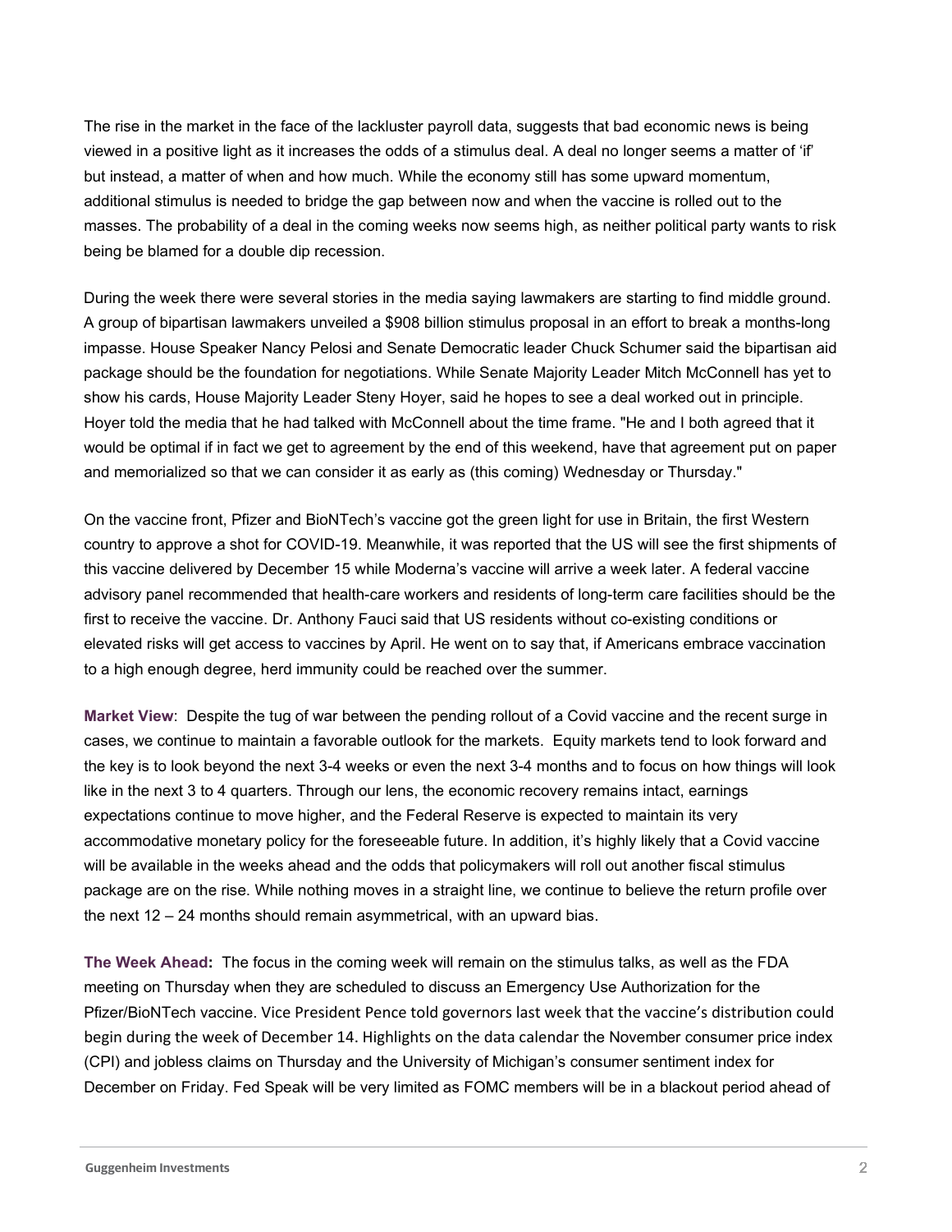The rise in the market in the face of the lackluster payroll data, suggests that bad economic news is being viewed in a positive light as it increases the odds of a stimulus deal. A deal no longer seems a matter of 'if' but instead, a matter of when and how much. While the economy still has some upward momentum, additional stimulus is needed to bridge the gap between now and when the vaccine is rolled out to the masses. The probability of a deal in the coming weeks now seems high, as neither political party wants to risk being be blamed for a double dip recession.

During the week there were several stories in the media saying lawmakers are starting to find middle ground. A group of bipartisan lawmakers unveiled a $908 billion stimulus proposal in an effort to break a months-long impasse. House Speaker Nancy Pelosi and Senate Democratic leader Chuck Schumer said the bipartisan aid package should be the foundation for negotiations. While Senate Majority Leader Mitch McConnell has yet to show his cards, House Majority Leader Steny Hoyer, said he hopes to see a deal worked out in principle. Hoyer told the media that he had talked with McConnell about the time frame. "He and I both agreed that it would be optimal if in fact we get to agreement by the end of this weekend, have that agreement put on paper and memorialized so that we can consider it as early as (this coming) Wednesday or Thursday."

On the vaccine front, Pfizer and BioNTech's vaccine got the green light for use in Britain, the first Western country to approve a shot for COVID-19. Meanwhile, it was reported that the US will see the first shipments of this vaccine delivered by December 15 while Moderna's vaccine will arrive a week later. A federal vaccine advisory panel recommended that health-care workers and residents of long-term care facilities should be the first to receive the vaccine. Dr. Anthony Fauci said that US residents without co-existing conditions or elevated risks will get access to vaccines by April. He went on to say that, if Americans embrace vaccination to a high enough degree, herd immunity could be reached over the summer.

**Market View**: Despite the tug of war between the pending rollout of a Covid vaccine and the recent surge in cases, we continue to maintain a favorable outlook for the markets. Equity markets tend to look forward and the key is to look beyond the next 3-4 weeks or even the next 3-4 months and to focus on how things will look like in the next 3 to 4 quarters. Through our lens, the economic recovery remains intact, earnings expectations continue to move higher, and the Federal Reserve is expected to maintain its very accommodative monetary policy for the foreseeable future. In addition, it's highly likely that a Covid vaccine will be available in the weeks ahead and the odds that policymakers will roll out another fiscal stimulus package are on the rise. While nothing moves in a straight line, we continue to believe the return profile over the next 12 – 24 months should remain asymmetrical, with an upward bias.

**The Week Ahead:** The focus in the coming week will remain on the stimulus talks, as well as the FDA meeting on Thursday when they are scheduled to discuss an Emergency Use Authorization for the Pfizer/BioNTech vaccine. Vice President Pence told governors last week that the vaccine's distribution could begin during the week of December 14. Highlights on the data calendar the November consumer price index (CPI) and jobless claims on Thursday and the University of Michigan's consumer sentiment index for December on Friday. Fed Speak will be very limited as FOMC members will be in a blackout period ahead of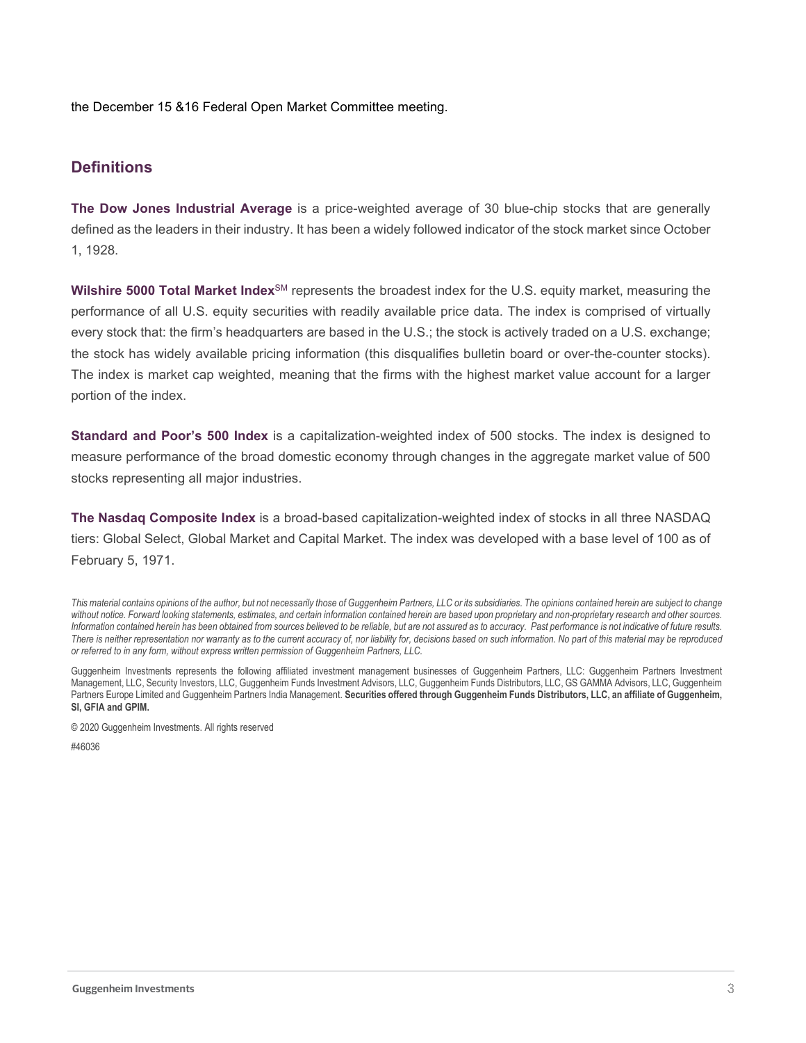the December 15 &16 Federal Open Market Committee meeting.

## Definitions

**The Dow Jones Industrial Average** is a price-weighted average of 30 blue-chip stocks that are generally defined as the leaders in their industry. It has been a widely followed indicator of the stock market since October 1, 1928.

**Wilshire 5000 Total Market Index**SM represents the broadest index for the U.S. equity market, measuring the performance of all U.S. equity securities with readily available price data. The index is comprised of virtually every stock that: the firm's headquarters are based in the U.S.; the stock is actively traded on a U.S. exchange; the stock has widely available pricing information (this disqualifies bulletin board or over-the-counter stocks). The index is market cap weighted, meaning that the firms with the highest market value account for a larger portion of the index.

**Standard and Poor's 500 Index** is a capitalization-weighted index of 500 stocks. The index is designed to measure performance of the broad domestic economy through changes in the aggregate market value of 500 stocks representing all major industries.

**The Nasdaq Composite Index** is a broad-based capitalization-weighted index of stocks in all three NASDAQ tiers: Global Select, Global Market and Capital Market. The index was developed with a base level of 100 as of February 5, 1971.

*This material contains opinions of the author, but not necessarily those of Guggenheim Partners, LLC or its subsidiaries. The opinions contained herein are subject to change without notice. Forward looking statements, estimates, and certain information contained herein are based upon proprietary and non-proprietary research and other sources. Information contained herein has been obtained from sources believed to be reliable, but are not assured as to accuracy. Past performance is not indicative of future results. There is neither representation nor warranty as to the current accuracy of, nor liability for, decisions based on such information. No part of this material may be reproduced or referred to in any form, without express written permission of Guggenheim Partners, LLC.*

Guggenheim Investments represents the following affiliated investment management businesses of Guggenheim Partners, LLC: Guggenheim Partners Investment Management, LLC, Security Investors, LLC, Guggenheim Funds Investment Advisors, LLC, Guggenheim Funds Distributors, LLC, GS GAMMA Advisors, LLC, Guggenheim Partners Europe Limited and Guggenheim Partners India Management. **Securities offered through Guggenheim Funds Distributors, LLC, an affiliate of Guggenheim, SI, GFIA and GPIM.**

© 2020 Guggenheim Investments. All rights reserved

#46036